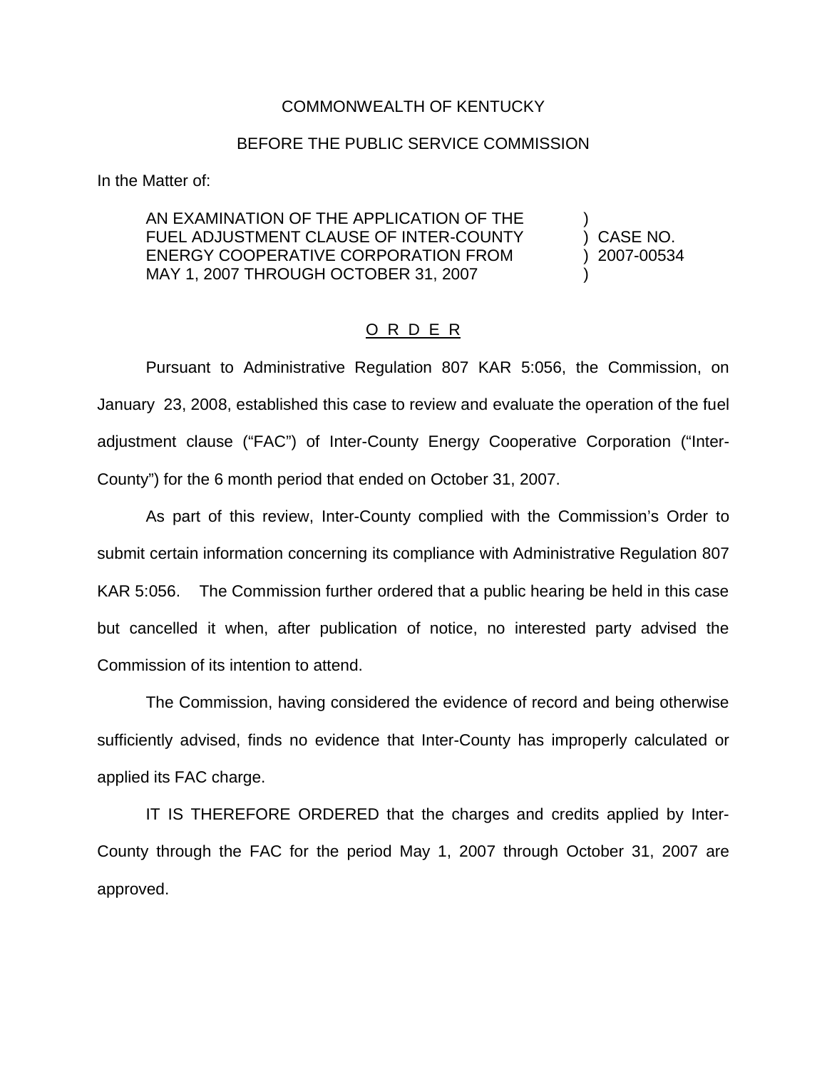COMMONWEALTH OF KENTUCKY

BEFORE THE PUBLIC SERVICE COMMISSION

In the Matter of:

| | | |
|---|---|---|
| AN EXAMINATION OF THE APPLICATION OF THE FUEL ADJUSTMENT CLAUSE OF INTER-COUNTY ENERGY COOPERATIVE CORPORATION FROM MAY 1, 2007 THROUGH OCTOBER 31, 2007 | ) | CASE NO. 2007-00534 |

O R D E R

Pursuant to Administrative Regulation 807 KAR 5:056, the Commission, on January 23, 2008, established this case to review and evaluate the operation of the fuel adjustment clause ("FAC") of Inter-County Energy Cooperative Corporation ("Inter-County") for the 6 month period that ended on October 31, 2007.

As part of this review, Inter-County complied with the Commission's Order to submit certain information concerning its compliance with Administrative Regulation 807 KAR 5:056. The Commission further ordered that a public hearing be held in this case but cancelled it when, after publication of notice, no interested party advised the Commission of its intention to attend.

The Commission, having considered the evidence of record and being otherwise sufficiently advised, finds no evidence that Inter-County has improperly calculated or applied its FAC charge.

IT IS THEREFORE ORDERED that the charges and credits applied by Inter-County through the FAC for the period May 1, 2007 through October 31, 2007 are approved.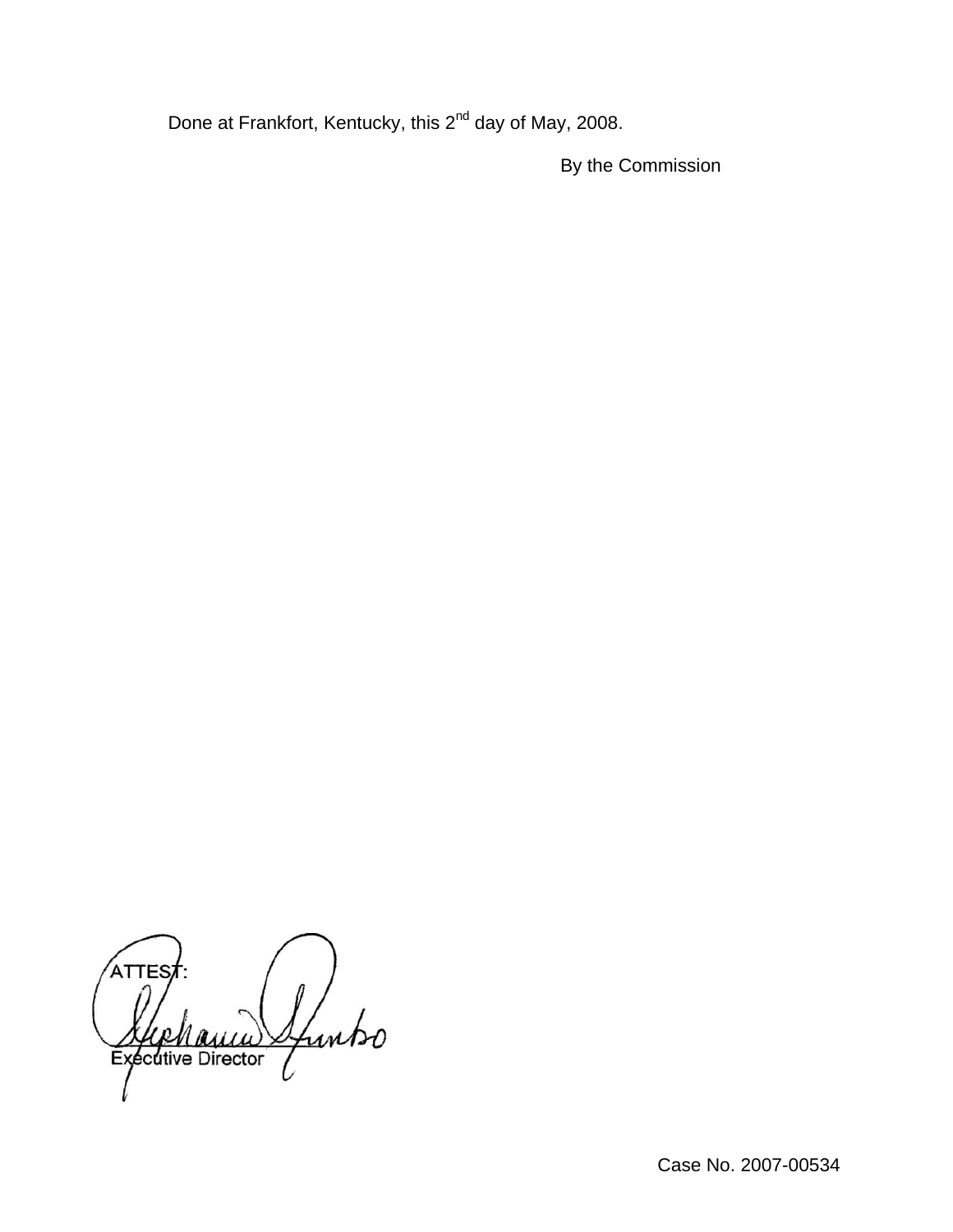Done at Frankfort, Kentucky, this 2nd day of May, 2008.

By the Commission

ATTEST:

Executive Director

Case No. 2007-00534